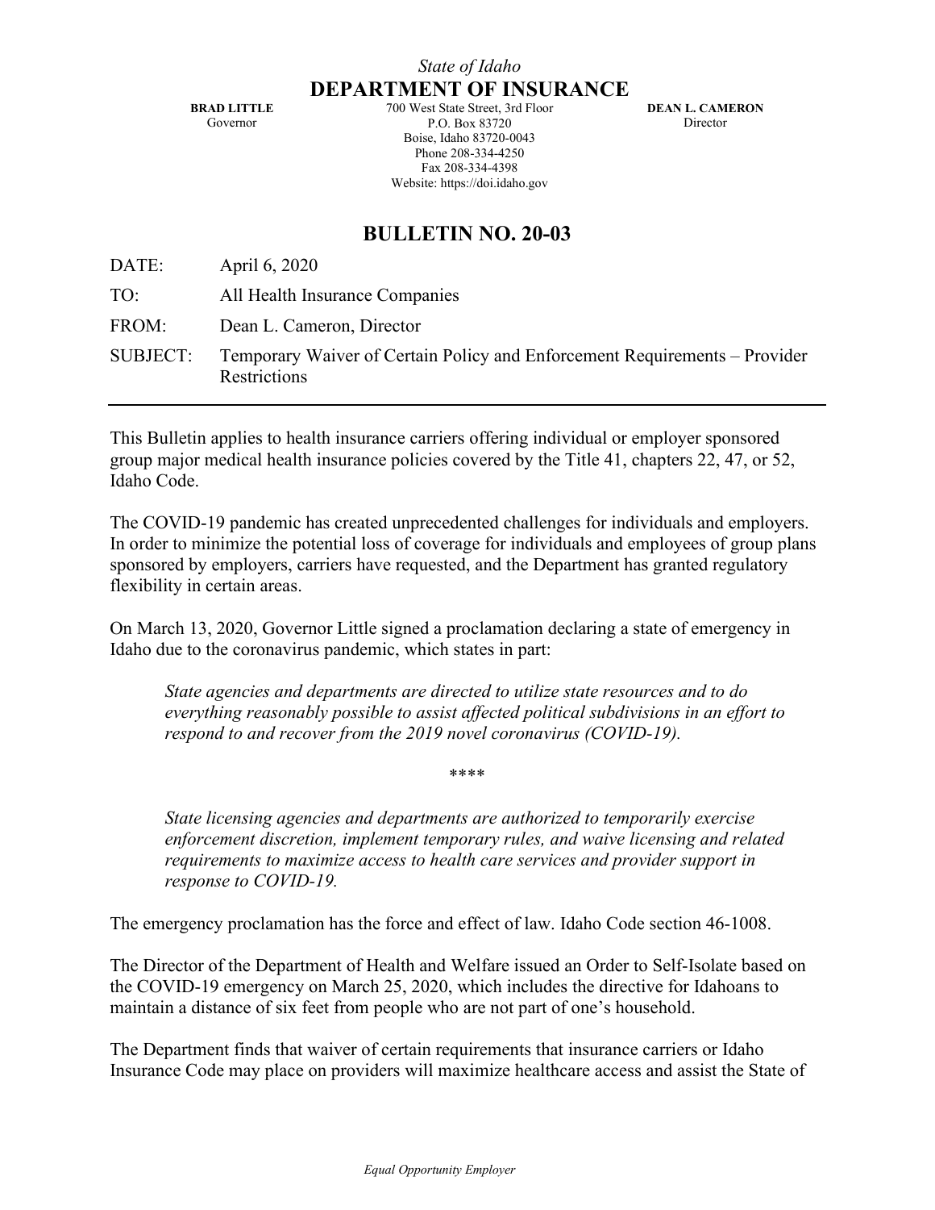*State of Idaho*

# DEPARTMENT OF INSURANCE

**BRAD LITTLE**
Governor

700 West State Street, 3rd Floor
P.O. Box 83720
Boise, Idaho 83720-0043
Phone 208-334-4250
Fax 208-334-4398
Website: https://doi.idaho.gov

**DEAN L. CAMERON**
Director

## BULLETIN NO. 20-03

DATE: April 6, 2020

TO: All Health Insurance Companies

FROM: Dean L. Cameron, Director

SUBJECT: Temporary Waiver of Certain Policy and Enforcement Requirements – Provider Restrictions

---

This Bulletin applies to health insurance carriers offering individual or employer sponsored group major medical health insurance policies covered by the Title 41, chapters 22, 47, or 52, Idaho Code.

The COVID-19 pandemic has created unprecedented challenges for individuals and employers. In order to minimize the potential loss of coverage for individuals and employees of group plans sponsored by employers, carriers have requested, and the Department has granted regulatory flexibility in certain areas.

On March 13, 2020, Governor Little signed a proclamation declaring a state of emergency in Idaho due to the coronavirus pandemic, which states in part:

> *State agencies and departments are directed to utilize state resources and to do everything reasonably possible to assist affected political subdivisions in an effort to respond to and recover from the 2019 novel coronavirus (COVID-19).*
>
> \*\*\*\*
>
> *State licensing agencies and departments are authorized to temporarily exercise enforcement discretion, implement temporary rules, and waive licensing and related requirements to maximize access to health care services and provider support in response to COVID-19.*

The emergency proclamation has the force and effect of law. Idaho Code section 46-1008.

The Director of the Department of Health and Welfare issued an Order to Self-Isolate based on the COVID-19 emergency on March 25, 2020, which includes the directive for Idahoans to maintain a distance of six feet from people who are not part of one's household.

The Department finds that waiver of certain requirements that insurance carriers or Idaho Insurance Code may place on providers will maximize healthcare access and assist the State of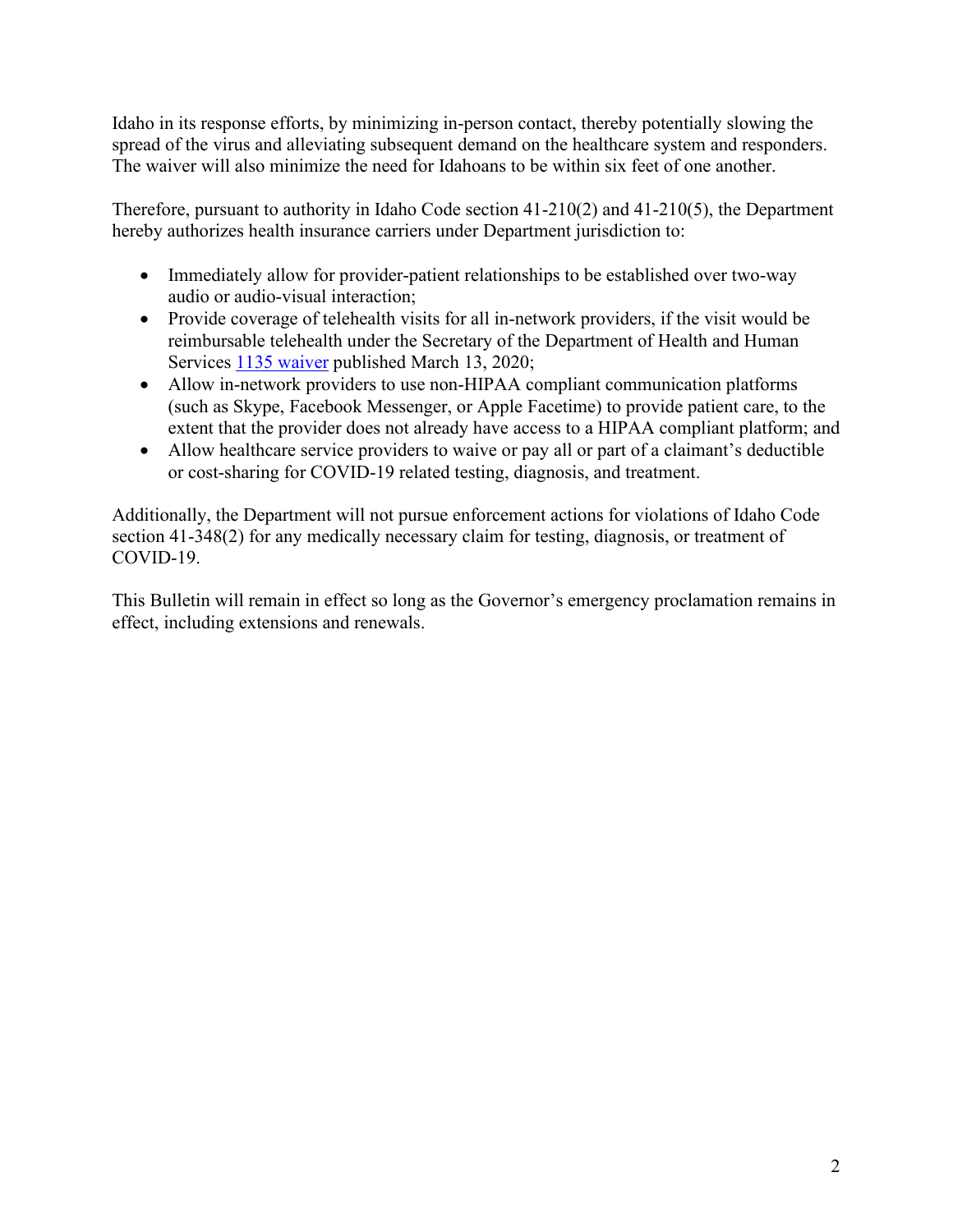Idaho in its response efforts, by minimizing in-person contact, thereby potentially slowing the spread of the virus and alleviating subsequent demand on the healthcare system and responders. The waiver will also minimize the need for Idahoans to be within six feet of one another.

Therefore, pursuant to authority in Idaho Code section 41-210(2) and 41-210(5), the Department hereby authorizes health insurance carriers under Department jurisdiction to:

- Immediately allow for provider-patient relationships to be established over two-way audio or audio-visual interaction;
- Provide coverage of telehealth visits for all in-network providers, if the visit would be reimbursable telehealth under the Secretary of the Department of Health and Human Services 1135 waiver published March 13, 2020;
- Allow in-network providers to use non-HIPAA compliant communication platforms (such as Skype, Facebook Messenger, or Apple Facetime) to provide patient care, to the extent that the provider does not already have access to a HIPAA compliant platform; and
- Allow healthcare service providers to waive or pay all or part of a claimant's deductible or cost-sharing for COVID-19 related testing, diagnosis, and treatment.

Additionally, the Department will not pursue enforcement actions for violations of Idaho Code section 41-348(2) for any medically necessary claim for testing, diagnosis, or treatment of COVID-19.

This Bulletin will remain in effect so long as the Governor's emergency proclamation remains in effect, including extensions and renewals.